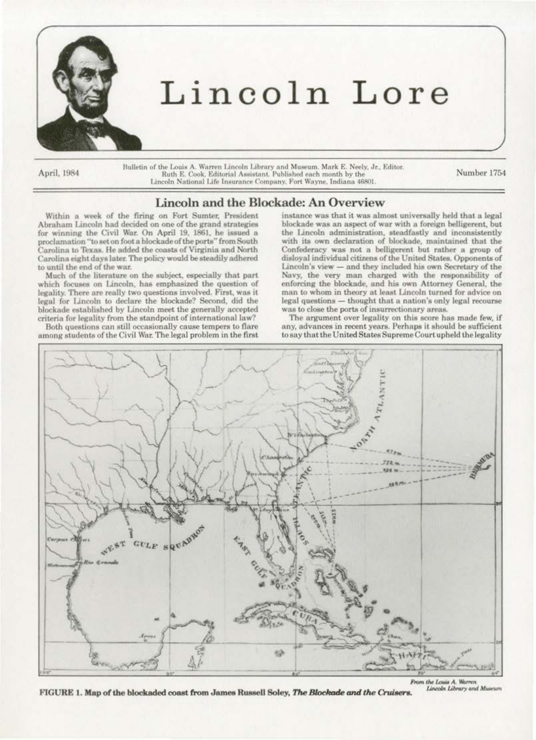# Lincoln Lore

April, 1984

Bulletin of the Louis A. Warren Lincoln Library and Museum. Mark E. Neely, Jr., Editor. Ruth E. Cook, Editorial Assistant. Published each month by the Lincoln National Life Insurance Company, Fort Wayne, Indiana 46801.

Number 1754

## Lincoln and the Blockade: An Overview

Within a week of the firing on Fort Sumter, President Abraham Lincoln had decided on one of the grand strategies for winning the Civil War. On April 19, 1861, he issued a proclamation "to set on foot a blockade of the ports" from South Carolina to Texas. He added the coasts of Virginia and North Carolina eight days later. The policy would be steadily adhered to until the end of the war.

Much of the literature on the subject, especially that part which focuses on Lincoln, has emphasized the question of legality. There are really two questions involved. First, was it legal for Lincoln to declare the blockade? Second, did the blockade established by Lincoln meet the generally accepted criteria for legality from the standpoint of international law?

Both questions can still occasionally cause tempers to flare among students of the Civil War. The legal problem in the first instance was that it was almost universally held that a legal blockade was an aspect of war with a foreign belligerent, but the Lincoln administration, steadfastly and inconsistently with its own declaration of blockade, maintained that the Confederacy was not a belligerent but rather a group of disloyal individual citizens of the United States. Opponents of Lincoln's view — and they included his own Secretary of the Navy, the very man charged with the responsibility of enforcing the blockade, and his own Attorney General, the man to whom in theory at least Lincoln turned for advice on legal questions — thought that a nation's only legal recourse was to close the ports of insurrectionary areas.

The argument over legality on this score has made few, if any, advances in recent years. Perhaps it should be sufficient to say that the United States Supreme Court upheld the legality

*From the Louis A. Warren Lincoln Library and Museum*

**FIGURE 1. Map of the blockaded coast from James Russell Soley, *The Blockade and the Cruisers*.**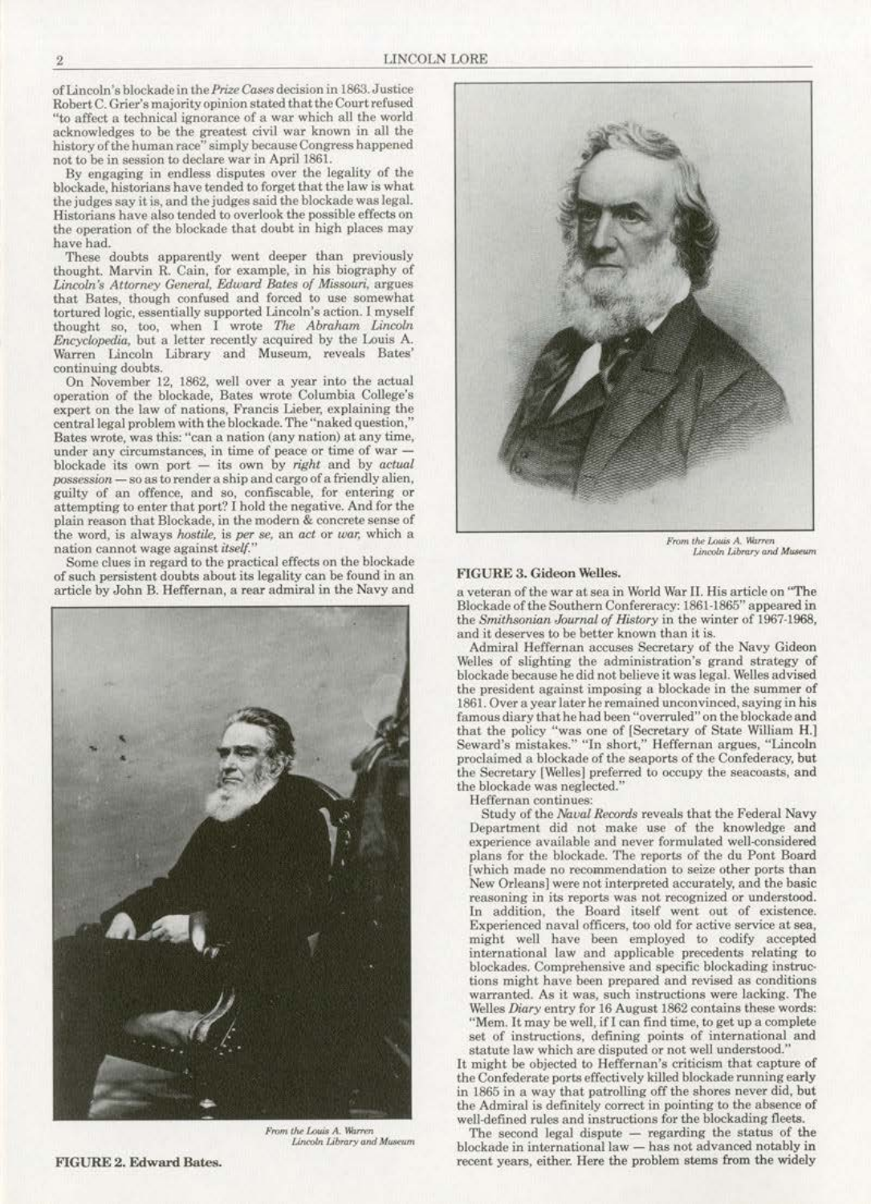of Lincoln's blockade in the *Prize Cases* decision in 1863. Justice Robert C. Grier's majority opinion stated that the Court refused "to affect a technical ignorance of a war which all the world acknowledges to be the greatest civil war known in all the history of the human race" simply because Congress happened not to be in session to declare war in April 1861.

By engaging in endless disputes over the legality of the blockade, historians have tended to forget that the law is what the judges say it is, and the judges said the blockade was legal. Historians have also tended to overlook the possible effects on the operation of the blockade that doubt in high places may have had.

These doubts apparently went deeper than previously thought. Marvin R. Cain, for example, in his biography of *Lincoln's Attorney General, Edward Bates of Missouri*, argues that Bates, though confused and forced to use somewhat tortured logic, essentially supported Lincoln's action. I myself thought so, too, when I wrote *The Abraham Lincoln Encyclopedia*, but a letter recently acquired by the Louis A. Warren Lincoln Library and Museum, reveals Bates' continuing doubts.

On November 12, 1862, well over a year into the actual operation of the blockade, Bates wrote Columbia College's expert on the law of nations, Francis Lieber, explaining the central legal problem with the blockade. The "naked question," Bates wrote, was this: "can a nation (any nation) at any time, under any circumstances, in time of peace or time of war — blockade its own port — its own by *right* and by *actual possession* — so as to render a ship and cargo of a friendly alien, guilty of an offence, and so, confiscable, for entering or attempting to enter that port? I hold the negative. And for the plain reason that Blockade, in the modern & concrete sense of the word, is always *hostile*, is *per se*, an *act* or *war*, which a nation cannot wage against *itself*."

Some clues in regard to the practical effects on the blockade of such persistent doubts about its legality can be found in an article by John B. Heffernan, a rear admiral in the Navy and a veteran of the war at sea in World War II. His article on "The Blockade of the Southern Confereracy: 1861-1865" appeared in the *Smithsonian Journal of History* in the winter of 1967-1968, and it deserves to be better known than it is.

From the Louis A. Warren Lincoln Library and Museum

**FIGURE 2. Edward Bates.**

From the Louis A. Warren Lincoln Library and Museum

**FIGURE 3. Gideon Welles.**

Admiral Heffernan accuses Secretary of the Navy Gideon Welles of slighting the administration's grand strategy of blockade because he did not believe it was legal. Welles advised the president against imposing a blockade in the summer of 1861. Over a year later he remained unconvinced, saying in his famous diary that he had been "overruled" on the blockade and that the policy "was one of [Secretary of State William H.] Seward's mistakes." "In short," Heffernan argues, "Lincoln proclaimed a blockade of the seaports of the Confederacy, but the Secretary [Welles] preferred to occupy the seacoasts, and the blockade was neglected."

Heffernan continues:

> Study of the *Naval Records* reveals that the Federal Navy Department did not make use of the knowledge and experience available and never formulated well-considered plans for the blockade. The reports of the du Pont Board [which made no recommendation to seize other ports than New Orleans] were not interpreted accurately, and the basic reasoning in its reports was not recognized or understood. In addition, the Board itself went out of existence. Experienced naval officers, too old for active service at sea, might well have been employed to codify accepted international law and applicable precedents relating to blockades. Comprehensive and specific blockading instructions might have been prepared and revised as conditions warranted. As it was, such instructions were lacking. The Welles *Diary* entry for 16 August 1862 contains these words: "Mem. It may be well, if I can find time, to get up a complete set of instructions, defining points of international and statute law which are disputed or not well understood."

It might be objected to Heffernan's criticism that capture of the Confederate ports effectively killed blockade running early in 1865 in a way that patrolling off the shores never did, but the Admiral is definitely correct in pointing to the absence of well-defined rules and instructions for the blockading fleets.

The second legal dispute — regarding the status of the blockade in international law — has not advanced notably in recent years, either. Here the problem stems from the widely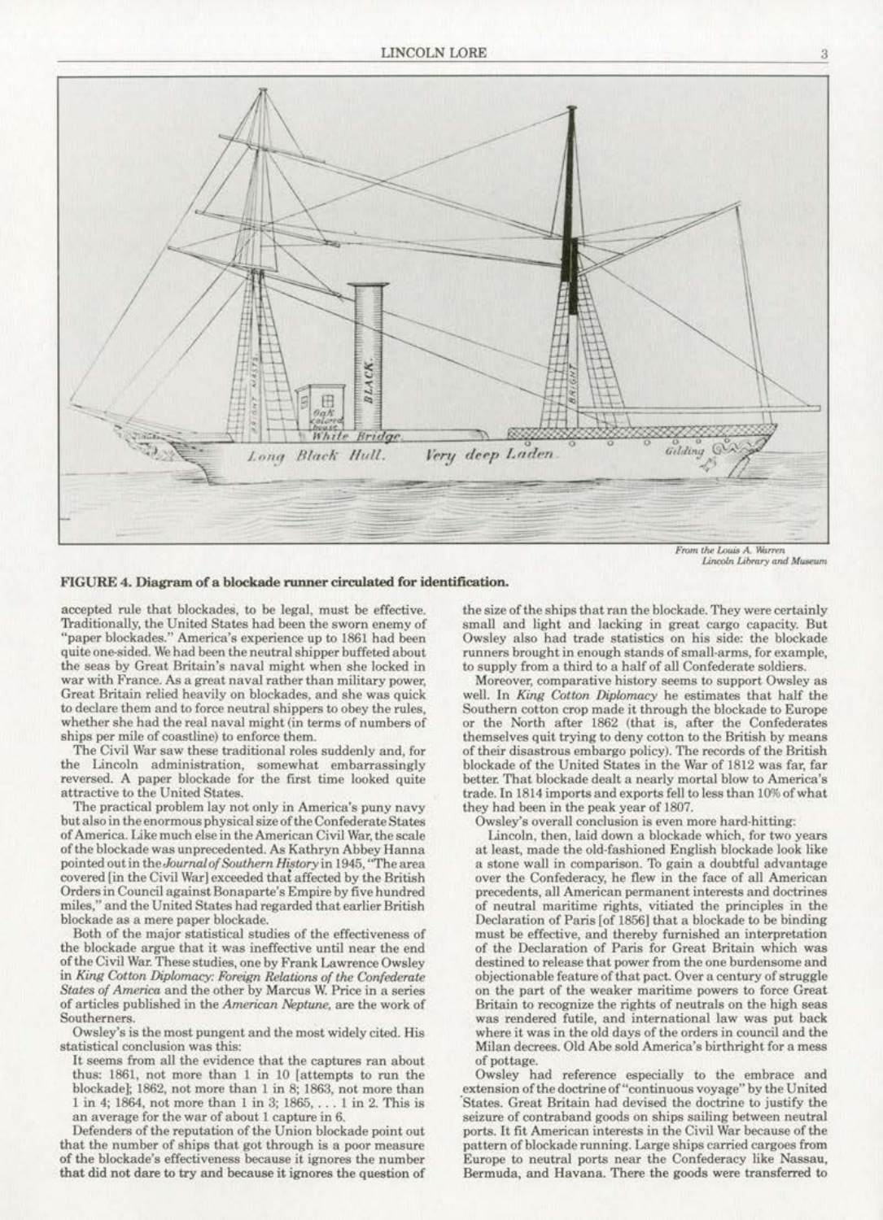From the Louis A. Warren Lincoln Library and Museum

**FIGURE 4. Diagram of a blockade runner circulated for identification.**

accepted rule that blockades, to be legal, must be effective. Traditionally, the United States had been the sworn enemy of "paper blockades." America's experience up to 1861 had been quite one-sided. We had been the neutral shipper buffeted about the seas by Great Britain's naval might when she locked in war with France. As a great naval rather than military power, Great Britain relied heavily on blockades, and she was quick to declare them and to force neutral shippers to obey the rules, whether she had the real naval might (in terms of numbers of ships per mile of coastline) to enforce them.

The Civil War saw these traditional roles suddenly and, for the Lincoln administration, somewhat embarrassingly reversed. A paper blockade for the first time looked quite attractive to the United States.

The practical problem lay not only in America's puny navy but also in the enormous physical size of the Confederate States of America. Like much else in the American Civil War, the scale of the blockade was unprecedented. As Kathryn Abbey Hanna pointed out in the *Journal of Southern History* in 1945, "The area covered [in the Civil War] exceeded that affected by the British Orders in Council against Bonaparte's Empire by five hundred miles," and the United States had regarded that earlier British blockade as a mere paper blockade.

Both of the major statistical studies of the effectiveness of the blockade argue that it was ineffective until near the end of the Civil War. These studies, one by Frank Lawrence Owsley in *King Cotton Diplomacy: Foreign Relations of the Confederate States of America* and the other by Marcus W. Price in a series of articles published in the *American Neptune*, are the work of Southerners.

Owsley's is the most pungent and the most widely cited. His statistical conclusion was this:

It seems from all the evidence that the captures ran about thus: 1861, not more than 1 in 10 [attempts to run the blockade]; 1862, not more than 1 in 8; 1863, not more than 1 in 4; 1864, not more than 1 in 3; 1865, . . . 1 in 2. This is an average for the war of about 1 capture in 6.

Defenders of the reputation of the Union blockade point out that the number of ships that got through is a poor measure of the blockade's effectiveness because it ignores the number that did not dare to try and because it ignores the question of the size of the ships that ran the blockade. They were certainly small and light and lacking in great cargo capacity. But Owsley also had trade statistics on his side: the blockade runners brought in enough stands of small-arms, for example, to supply from a third to a half of all Confederate soldiers.

Moreover, comparative history seems to support Owsley as well. In *King Cotton Diplomacy* he estimates that half the Southern cotton crop made it through the blockade to Europe or the North after 1862 (that is, after the Confederates themselves quit trying to deny cotton to the British by means of their disastrous embargo policy). The records of the British blockade of the United States in the War of 1812 was far, far better. That blockade dealt a nearly mortal blow to America's trade. In 1814 imports and exports fell to less than 10% of what they had been in the peak year of 1807.

Owsley's overall conclusion is even more hard-hitting:

Lincoln, then, laid down a blockade which, for two years at least, made the old-fashioned English blockade look like a stone wall in comparison. To gain a doubtful advantage over the Confederacy, he flew in the face of all American precedents, all American permanent interests and doctrines of neutral maritime rights, vitiated the principles in the Declaration of Paris [of 1856] that a blockade to be binding must be effective, and thereby furnished an interpretation of the Declaration of Paris for Great Britain which was destined to release that power from the one burdensome and objectionable feature of that pact. Over a century of struggle on the part of the weaker maritime powers to force Great Britain to recognize the rights of neutrals on the high seas was rendered futile, and international law was put back where it was in the old days of the orders in council and the Milan decrees. Old Abe sold America's birthright for a mess of pottage.

Owsley had reference especially to the embrace and extension of the doctrine of "continuous voyage" by the United States. Great Britain had devised the doctrine to justify the seizure of contraband goods on ships sailing between neutral ports. It fit American interests in the Civil War because of the pattern of blockade running. Large ships carried cargoes from Europe to neutral ports near the Confederacy like Nassau, Bermuda, and Havana. There the goods were transferred to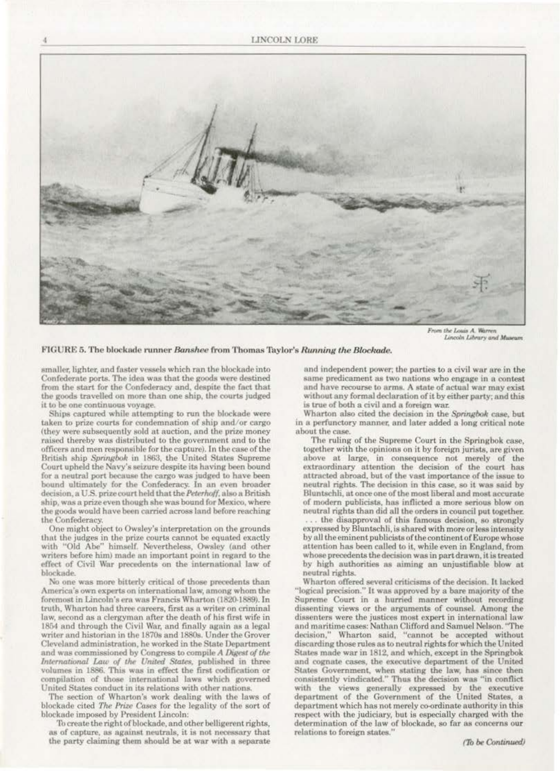From the Louis A. Warren Lincoln Library and Museum

**FIGURE 5. The blockade runner *Banshee* from Thomas Taylor's *Running the Blockade*.**

smaller, lighter, and faster vessels which ran the blockade into Confederate ports. The idea was that the goods were destined from the start for the Confederacy and, despite the fact that the goods travelled on more than one ship, the courts judged it to be one continuous voyage.

Ships captured while attempting to run the blockade were taken to prize courts for condemnation of ship and/or cargo (they were subsequently sold at auction, and the prize money raised thereby was distributed to the government and to the officers and men responsible for the capture). In the case of the British ship *Springbok* in 1863, the United States Supreme Court upheld the Navy's seizure despite its having been bound for a neutral port because the cargo was judged to have been bound ultimately for the Confederacy. In an even broader decision, a U.S. prize court held that the *Peterhoff*, also a British ship, was a prize even though she was bound for Mexico, where the goods would have been carried across land before reaching the Confederacy.

One might object to Owsley's interpretation on the grounds that the judges in the prize courts cannot be equated exactly with "Old Abe" himself. Nevertheless, Owsley (and other writers before him) made an important point in regard to the effect of Civil War precedents on the international law of blockade.

No one was more bitterly critical of those precedents than America's own experts on international law, among whom the foremost in Lincoln's era was Francis Wharton (1820-1889). In truth, Wharton had three careers, first as a writer on criminal law, second as a clergyman after the death of his first wife in 1854 and through the Civil War, and finally again as a legal writer and historian in the 1870s and 1880s. Under the Grover Cleveland administration, he worked in the State Department and was commissioned by Congress to compile *A Digest of the International Law of the United States*, published in three volumes in 1886. This was in effect the first codification or compilation of those international laws which governed United States conduct in its relations with other nations.

The section of Wharton's work dealing with the laws of blockade cited *The Prize Cases* for the legality of the sort of blockade imposed by President Lincoln:

> To create the right of blockade, and other belligerent rights, as of capture, as against neutrals, it is not necessary that the party claiming them should be at war with a separate and independent power; the parties to a civil war are in the same predicament as two nations who engage in a contest and have recourse to arms. A state of actual war may exist without any formal declaration of it by either party; and this is true of both a civil and a foreign war.

Wharton also cited the decision in the *Springbok* case, but in a perfunctory manner, and later added a long critical note about the case.

> The ruling of the Supreme Court in the Springbok case, together with the opinions on it by foreign jurists, are given above at large, in consequence not merely of the extraordinary attention the decision of the court has attracted abroad, but of the vast importance of the issue to neutral rights. The decision in this case, so it was said by Bluntschli, at once one of the most liberal and most accurate of modern publicists, has inflicted a more serious blow on neutral rights than did all the orders in council put together. . . . the disapproval of this famous decision, so strongly expressed by Bluntschli, is shared with more or less intensity by all the eminent publicists of the continent of Europe whose attention has been called to it, while even in England, from whose precedents the decision was in part drawn, it is treated by high authorities as aiming an unjustifiable blow at neutral rights.

Wharton offered several criticisms of the decision. It lacked "logical precision." It was approved by a bare majority of the Supreme Court in a hurried manner without recording dissenting views or the arguments of counsel. Among the dissenters were the justices most expert in international law and maritime cases: Nathan Clifford and Samuel Nelson. "The decision," Wharton said, "cannot be accepted without discarding those rules as to neutral rights for which the United States made war in 1812, and which, except in the Springbok and cognate cases, the executive department of the United States Government, when stating the law, has since then consistently vindicated." Thus the decision was "in conflict with the views generally expressed by the executive department of the Government of the United States, a department which has not merely co-ordinate authority in this respect with the judiciary, but is especially charged with the determination of the law of blockade, so far as concerns our relations to foreign states."

*(To be Continued)*